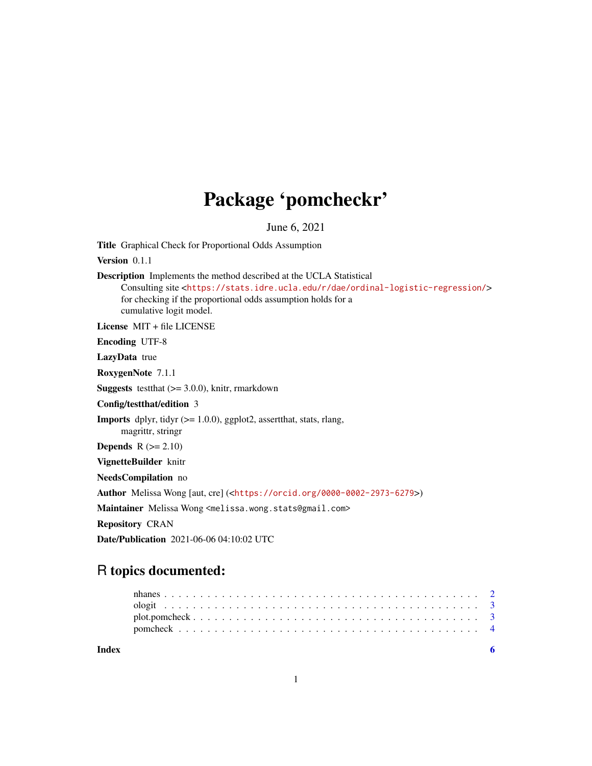# Package 'pomcheckr'

June 6, 2021

**Title** Graphical Check for Proportional Odds Assumption

**Version** 0.1.1

**Description** Implements the method described at the UCLA Statistical Consulting site <https://stats.idre.ucla.edu/r/dae/ordinal-logistic-regression/> for checking if the proportional odds assumption holds for a cumulative logit model.

**License** MIT + file LICENSE

**Encoding** UTF-8

**LazyData** true

**RoxygenNote** 7.1.1

**Suggests** testthat (>= 3.0.0), knitr, rmarkdown

**Config/testthat/edition** 3

**Imports** dplyr, tidyr (>= 1.0.0), ggplot2, assertthat, stats, rlang, magrittr, stringr

**Depends** R (>= 2.10)

**VignetteBuilder** knitr

**NeedsCompilation** no

**Author** Melissa Wong [aut, cre] (<https://orcid.org/0000-0002-2973-6279>)

**Maintainer** Melissa Wong <melissa.wong.stats@gmail.com>

**Repository** CRAN

**Date/Publication** 2021-06-06 04:10:02 UTC

## R topics documented:

- nhanes . . . . . . . . . . . . . . . . . . . . . . . . . . . . . . . . . . . . . . . . . . 2
- ologit . . . . . . . . . . . . . . . . . . . . . . . . . . . . . . . . . . . . . . . . . . 3
- plot.pomcheck . . . . . . . . . . . . . . . . . . . . . . . . . . . . . . . . . . . . . . 3
- pomcheck . . . . . . . . . . . . . . . . . . . . . . . . . . . . . . . . . . . . . . . . 4

**Index** 6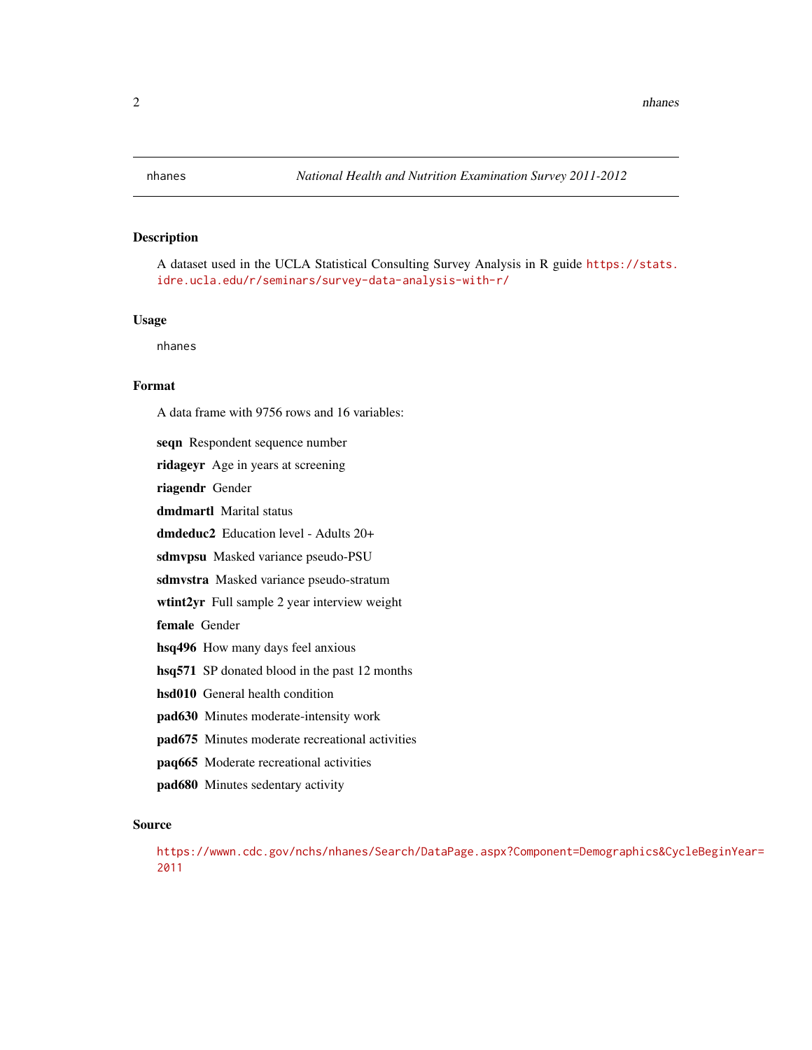## nhanes — *National Health and Nutrition Examination Survey 2011-2012*

### Description

A dataset used in the UCLA Statistical Consulting Survey Analysis in R guide https://stats.idre.ucla.edu/r/seminars/survey-data-analysis-with-r/

### Usage

```
nhanes
```

### Format

A data frame with 9756 rows and 16 variables:

- **seqn** Respondent sequence number
- **ridageyr** Age in years at screening
- **riagendr** Gender
- **dmdmartl** Marital status
- **dmdeduc2** Education level - Adults 20+
- **sdmvpsu** Masked variance pseudo-PSU
- **sdmvstra** Masked variance pseudo-stratum
- **wtint2yr** Full sample 2 year interview weight
- **female** Gender
- **hsq496** How many days feel anxious
- **hsq571** SP donated blood in the past 12 months
- **hsd010** General health condition
- **pad630** Minutes moderate-intensity work
- **pad675** Minutes moderate recreational activities
- **paq665** Moderate recreational activities
- **pad680** Minutes sedentary activity

### Source

https://wwwn.cdc.gov/nchs/nhanes/Search/DataPage.aspx?Component=Demographics&CycleBeginYear=2011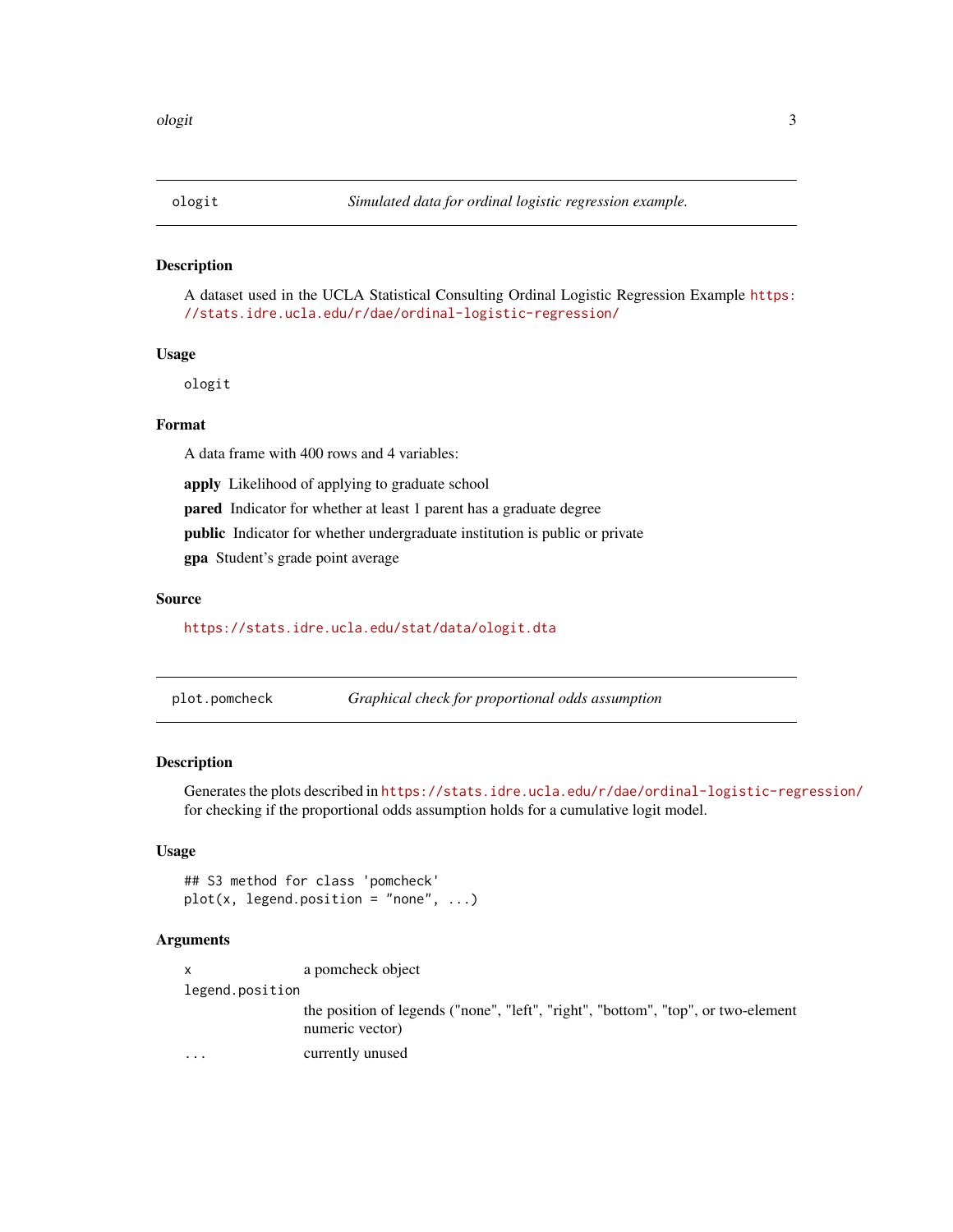## ologit — *Simulated data for ordinal logistic regression example.*

### Description

A dataset used in the UCLA Statistical Consulting Ordinal Logistic Regression Example https://stats.idre.ucla.edu/r/dae/ordinal-logistic-regression/

### Usage

```
ologit
```

### Format

A data frame with 400 rows and 4 variables:

**apply** Likelihood of applying to graduate school

**pared** Indicator for whether at least 1 parent has a graduate degree

**public** Indicator for whether undergraduate institution is public or private

**gpa** Student's grade point average

### Source

https://stats.idre.ucla.edu/stat/data/ologit.dta

## plot.pomcheck — *Graphical check for proportional odds assumption*

### Description

Generates the plots described in https://stats.idre.ucla.edu/r/dae/ordinal-logistic-regression/ for checking if the proportional odds assumption holds for a cumulative logit model.

### Usage

```
## S3 method for class 'pomcheck'
plot(x, legend.position = "none", ...)
```

### Arguments

`x` a pomcheck object

`legend.position` the position of legends ("none", "left", "right", "bottom", "top", or two-element numeric vector)

`...` currently unused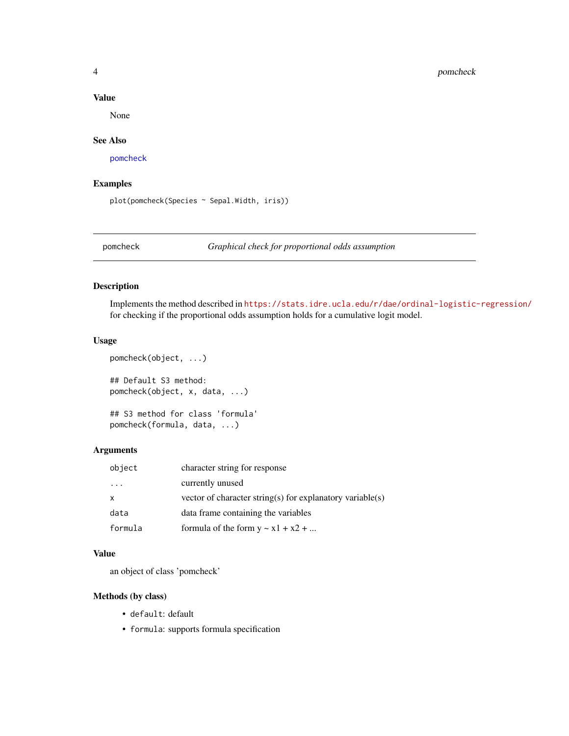### Value

None

### See Also

pomcheck

### Examples

```
plot(pomcheck(Species ~ Sepal.Width, iris))
```

---

## pomcheck *Graphical check for proportional odds assumption*

---

### Description

Implements the method described in https://stats.idre.ucla.edu/r/dae/ordinal-logistic-regression/ for checking if the proportional odds assumption holds for a cumulative logit model.

### Usage

```
pomcheck(object, ...)

## Default S3 method:
pomcheck(object, x, data, ...)

## S3 method for class 'formula'
pomcheck(formula, data, ...)
```

### Arguments

| | |
|---|---|
| `object` | character string for response |
| `...` | currently unused |
| `x` | vector of character string(s) for explanatory variable(s) |
| `data` | data frame containing the variables |
| `formula` | formula of the form y ~ x1 + x2 + ... |

### Value

an object of class 'pomcheck'

### Methods (by class)

- `default`: default
- `formula`: supports formula specification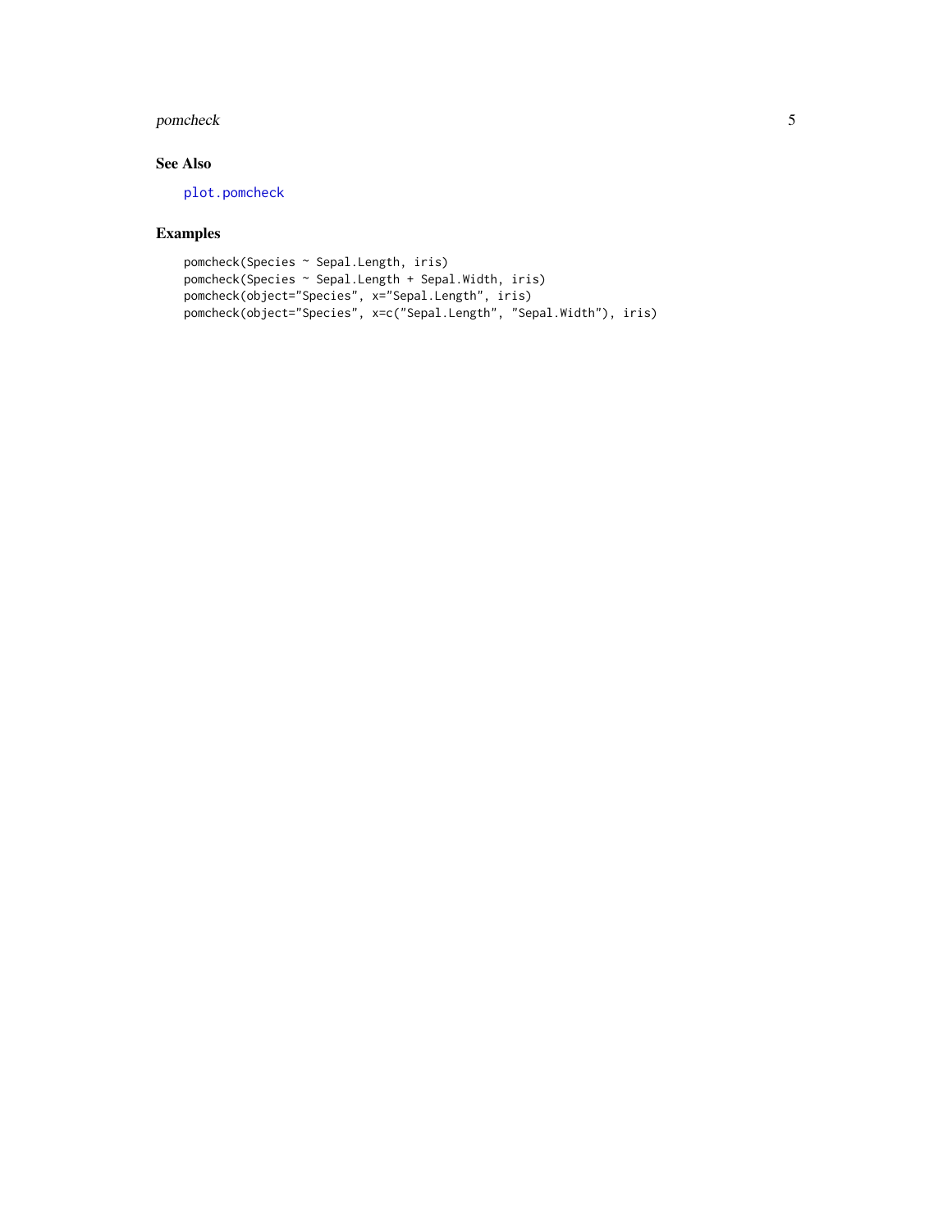## See Also

`plot.pomcheck`

## Examples

```
pomcheck(Species ~ Sepal.Length, iris)
pomcheck(Species ~ Sepal.Length + Sepal.Width, iris)
pomcheck(object="Species", x="Sepal.Length", iris)
pomcheck(object="Species", x=c("Sepal.Length", "Sepal.Width"), iris)
```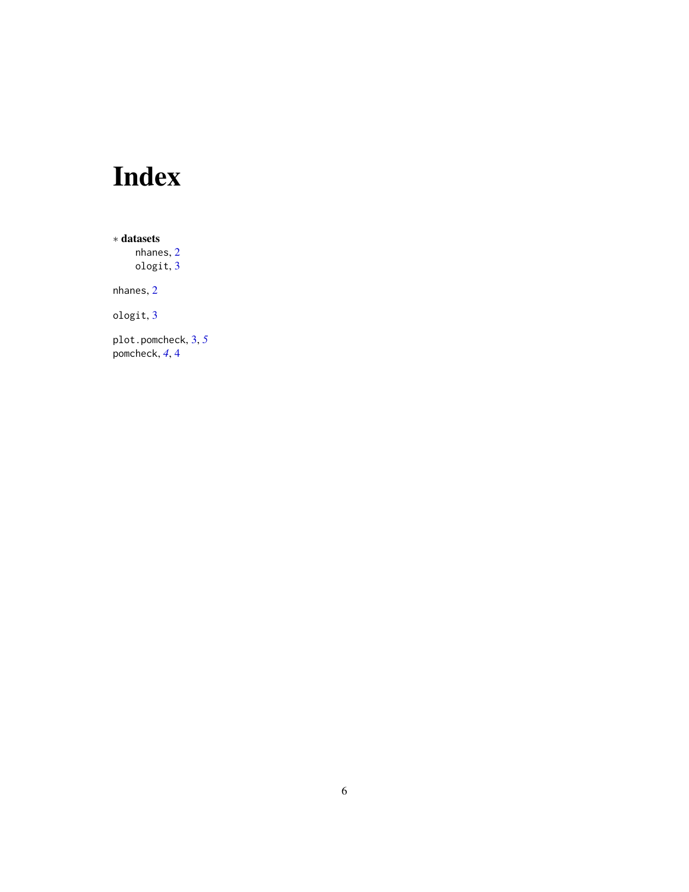# Index

∗ **datasets**

nhanes, 2
ologit, 3

nhanes, 2

ologit, 3

plot.pomcheck, 3, *5*
pomcheck, *4*, 4